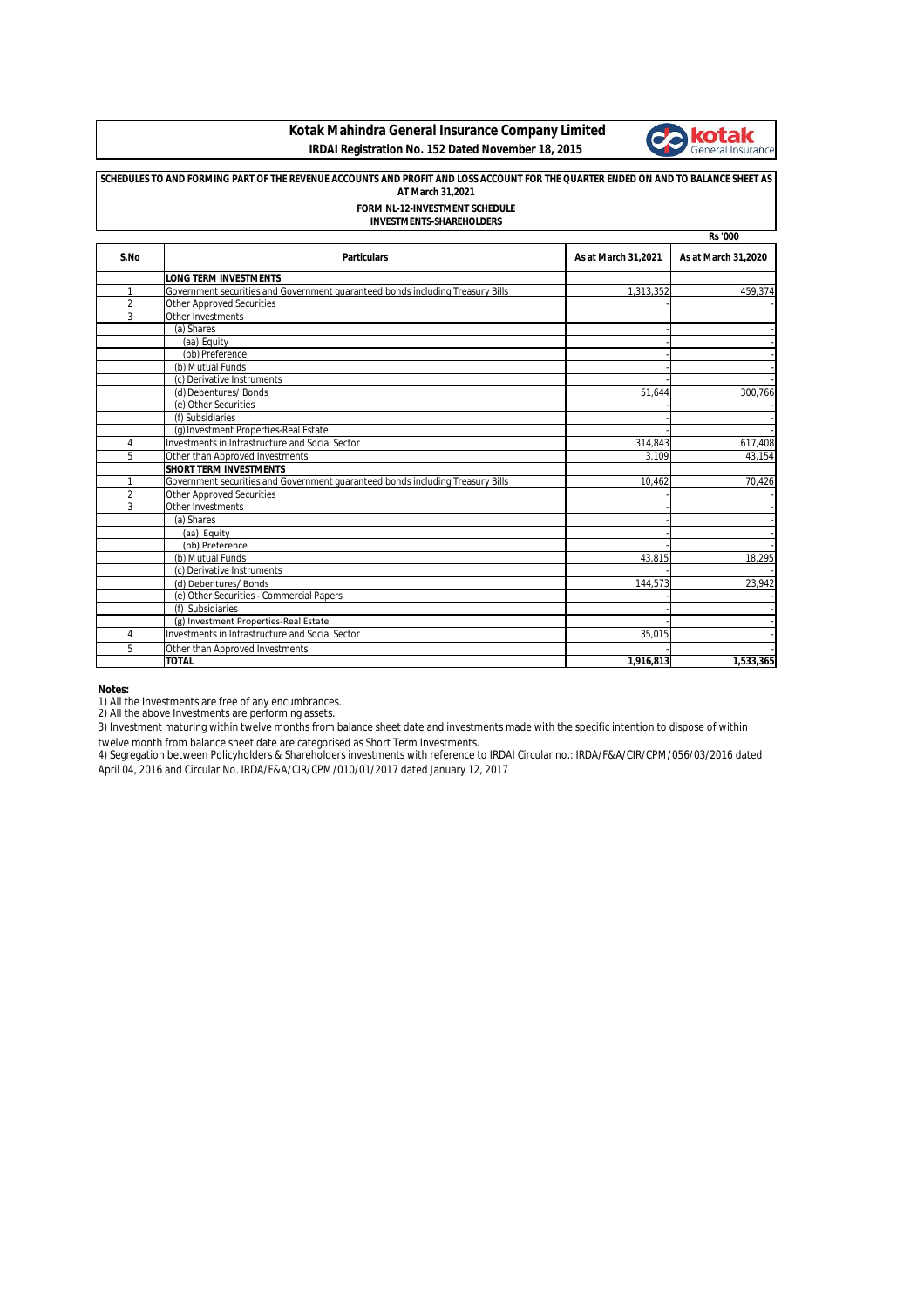# Kotak Mahindra General Insurance Company Limited

**IRDAI Registration No. 152 Dated November 18, 2015**

**SCHEDULES TO AND FORMING PART OF THE REVENUE ACCOUNTS AND PROFIT AND LOSS ACCOUNT FOR THE QUARTER ENDED ON AND TO BALANCE SHEET AS AT March 31,2021**

**FORM NL-12-INVESTMENT SCHEDULE**

**INVESTMENTS-SHAREHOLDERS**

Rs '000

| S.No | Particulars | As at March 31,2021 | As at March 31,2020 |
|---|---|---|---|
| | **LONG TERM INVESTMENTS** | | |
| 1 | Government securities and Government guaranteed bonds including Treasury Bills | 1,313,352 | 459,374 |
| 2 | Other Approved Securities | - | - |
| 3 | Other Investments | | |
| | (a) Shares | - | - |
| | (aa) Equity | - | - |
| | (bb) Preference | - | - |
| | (b) Mutual Funds | - | - |
| | (c) Derivative Instruments | - | - |
| | (d) Debentures/ Bonds | 51,644 | 300,766 |
| | (e) Other Securities | - | - |
| | (f) Subsidiaries | - | - |
| | (g) Investment Properties-Real Estate | - | - |
| 4 | Investments in Infrastructure and Social Sector | 314,843 | 617,408 |
| 5 | Other than Approved Investments | 3,109 | 43,154 |
| | **SHORT TERM INVESTMENTS** | | |
| 1 | Government securities and Government guaranteed bonds including Treasury Bills | 10,462 | 70,426 |
| 2 | Other Approved Securities | - | - |
| 3 | Other Investments | - | - |
| | (a) Shares | - | - |
| | (aa) Equity | - | - |
| | (bb) Preference | - | - |
| | (b) Mutual Funds | 43,815 | 18,295 |
| | (c) Derivative Instruments | - | - |
| | (d) Debentures/ Bonds | 144,573 | 23,942 |
| | (e) Other Securities - Commercial Papers | - | - |
| | (f) Subsidiaries | - | - |
| | (g) Investment Properties-Real Estate | - | - |
| 4 | Investments in Infrastructure and Social Sector | 35,015 | - |
| 5 | Other than Approved Investments | - | - |
| | **TOTAL** | **1,916,813** | **1,533,365** |

**Notes:**

1) All the Investments are free of any encumbrances.
2) All the above Investments are performing assets.
3) Investment maturing within twelve months from balance sheet date and investments made with the specific intention to dispose of within twelve month from balance sheet date are categorised as Short Term Investments.
4) Segregation between Policyholders & Shareholders investments with reference to IRDAI Circular no.: IRDA/F&A/CIR/CPM/056/03/2016 dated April 04, 2016 and Circular No. IRDA/F&A/CIR/CPM/010/01/2017 dated January 12, 2017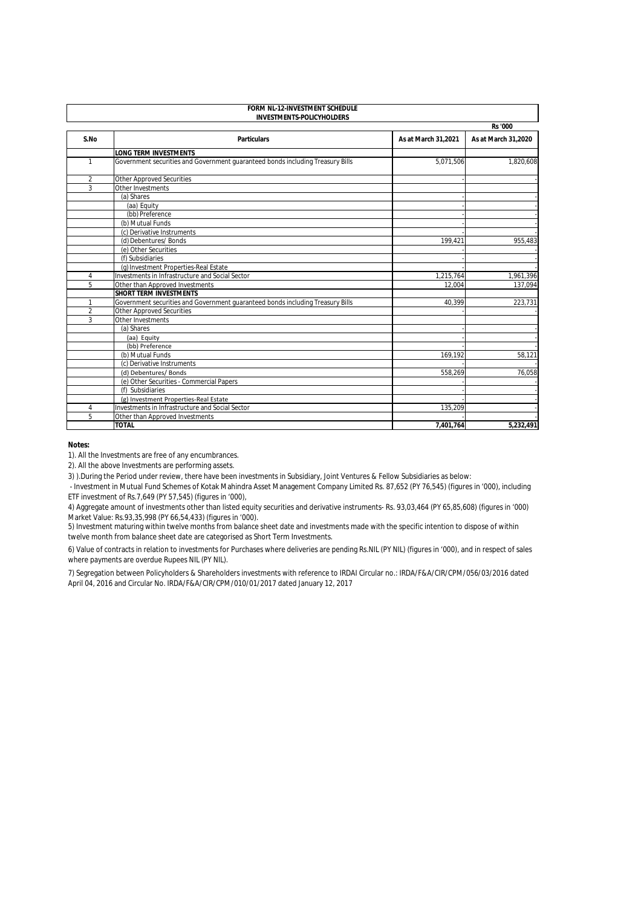## FORM NL-12-INVESTMENT SCHEDULE

### INVESTMENTS-POLICYHOLDERS

Rs '000

| S.No | Particulars | As at March 31,2021 | As at March 31,2020 |
|---|---|---|---|
| | **LONG TERM INVESTMENTS** | | |
| 1 | Government securities and Government guaranteed bonds including Treasury Bills | 5,071,506 | 1,820,608 |
| 2 | Other Approved Securities | - | - |
| 3 | Other Investments | | |
| | (a) Shares | - | - |
| | (aa) Equity | - | - |
| | (bb) Preference | - | - |
| | (b) Mutual Funds | - | - |
| | (c) Derivative Instruments | - | - |
| | (d) Debentures/ Bonds | 199,421 | 955,483 |
| | (e) Other Securities | - | - |
| | (f) Subsidiaries | - | - |
| | (g) Investment Properties-Real Estate | - | - |
| 4 | Investments in Infrastructure and Social Sector | 1,215,764 | 1,961,396 |
| 5 | Other than Approved Investments | 12,004 | 137,094 |
| | **SHORT TERM INVESTMENTS** | | |
| 1 | Government securities and Government guaranteed bonds including Treasury Bills | 40,399 | 223,731 |
| 2 | Other Approved Securities | - | - |
| 3 | Other Investments | | |
| | (a) Shares | - | - |
| | (aa) Equity | - | - |
| | (bb) Preference | - | - |
| | (b) Mutual Funds | 169,192 | 58,121 |
| | (c) Derivative Instruments | - | - |
| | (d) Debentures/ Bonds | 558,269 | 76,058 |
| | (e) Other Securities - Commercial Papers | - | - |
| | (f) Subsidiaries | - | - |
| | (g) Investment Properties-Real Estate | - | - |
| 4 | Investments in Infrastructure and Social Sector | 135,209 | - |
| 5 | Other than Approved Investments | - | - |
| | **TOTAL** | **7,401,764** | **5,232,491** |

**Notes:**

1). All the Investments are free of any encumbrances.

2). All the above Investments are performing assets.

3) ).During the Period under review, there have been investments in Subsidiary, Joint Ventures & Fellow Subsidiaries as below:

- Investment in Mutual Fund Schemes of Kotak Mahindra Asset Management Company Limited Rs. 87,652 (PY 76,545) (figures in '000), including ETF investment of Rs.7,649 (PY 57,545) (figures in '000),

4) Aggregate amount of investments other than listed equity securities and derivative instruments- Rs. 93,03,464 (PY 65,85,608) (figures in '000) Market Value: Rs.93,35,998 (PY 66,54,433) (figures in '000).

5) Investment maturing within twelve months from balance sheet date and investments made with the specific intention to dispose of within twelve month from balance sheet date are categorised as Short Term Investments.

6) Value of contracts in relation to investments for Purchases where deliveries are pending Rs.NIL (PY NIL) (figures in '000), and in respect of sales where payments are overdue Rupees NIL (PY NIL).

7) Segregation between Policyholders & Shareholders investments with reference to IRDAI Circular no.: IRDA/F&A/CIR/CPM/056/03/2016 dated April 04, 2016 and Circular No. IRDA/F&A/CIR/CPM/010/01/2017 dated January 12, 2017